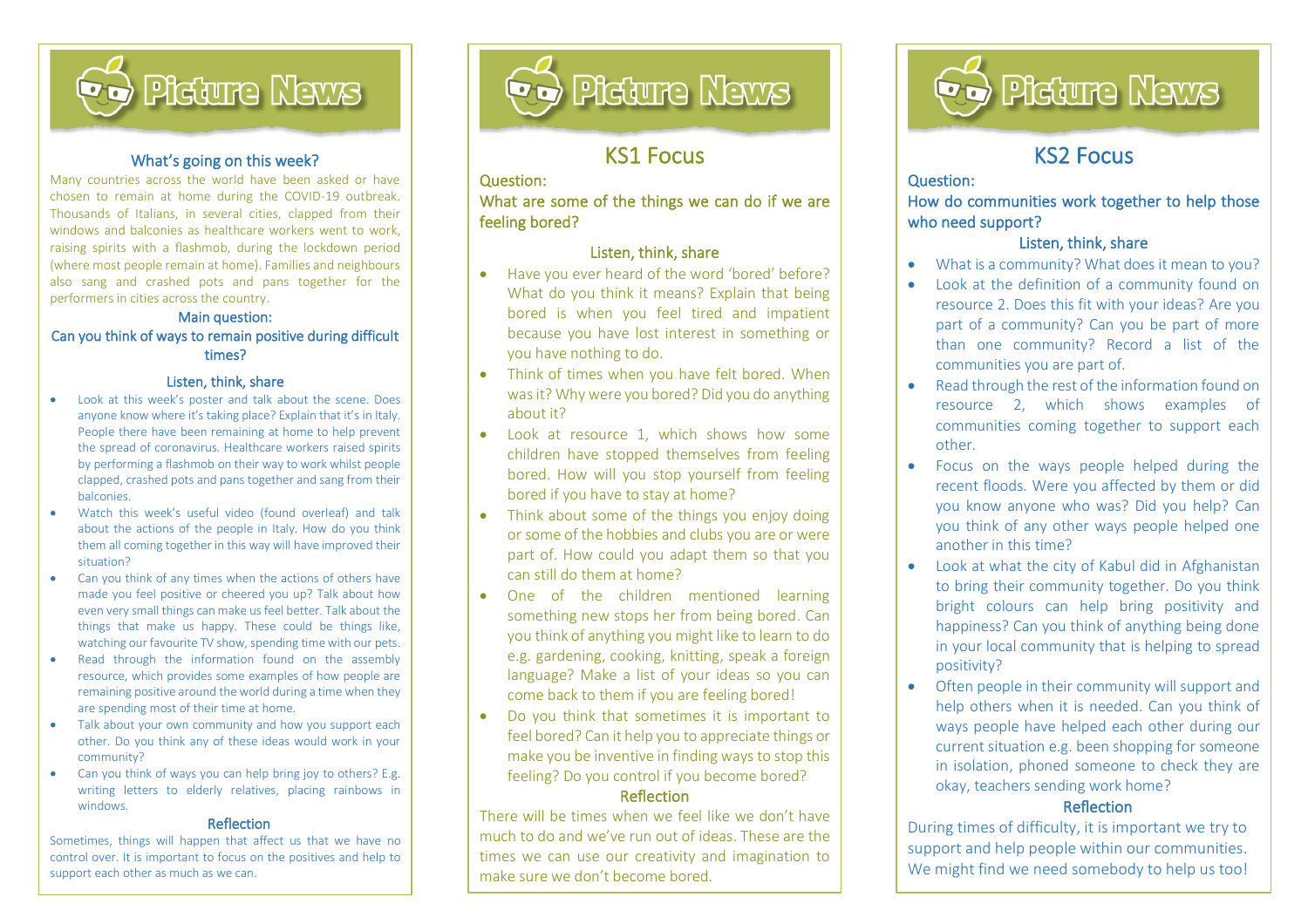# Picture News

## What's going on this week?

Many countries across the world have been asked or have chosen to remain at home during the COVID-19 outbreak. Thousands of Italians, in several cities, clapped from their windows and balconies as healthcare workers went to work, raising spirits with a flashmob, during the lockdown period (where most people remain at home). Families and neighbours also sang and crashed pots and pans together for the performers in cities across the country.

### Main question:

**Can you think of ways to remain positive during difficult times?**

### Listen, think, share

- Look at this week's poster and talk about the scene. Does anyone know where it's taking place? Explain that it's in Italy. People there have been remaining at home to help prevent the spread of coronavirus. Healthcare workers raised spirits by performing a flashmob on their way to work whilst people clapped, crashed pots and pans together and sang from their balconies.
- Watch this week's useful video (found overleaf) and talk about the actions of the people in Italy. How do you think them all coming together in this way will have improved their situation?
- Can you think of any times when the actions of others have made you feel positive or cheered you up? Talk about how even very small things can make us feel better. Talk about the things that make us happy. These could be things like, watching our favourite TV show, spending time with our pets.
- Read through the information found on the assembly resource, which provides some examples of how people are remaining positive around the world during a time when they are spending most of their time at home.
- Talk about your own community and how you support each other. Do you think any of these ideas would work in your community?
- Can you think of ways you can help bring joy to others? E.g. writing letters to elderly relatives, placing rainbows in windows.

### Reflection

Sometimes, things will happen that affect us that we have no control over. It is important to focus on the positives and help to support each other as much as we can.

# Picture News

## KS1 Focus

Question:

**What are some of the things we can do if we are feeling bored?**

### Listen, think, share

- Have you ever heard of the word 'bored' before? What do you think it means? Explain that being bored is when you feel tired and impatient because you have lost interest in something or you have nothing to do.
- Think of times when you have felt bored. When was it? Why were you bored? Did you do anything about it?
- Look at resource 1, which shows how some children have stopped themselves from feeling bored. How will you stop yourself from feeling bored if you have to stay at home?
- Think about some of the things you enjoy doing or some of the hobbies and clubs you are or were part of. How could you adapt them so that you can still do them at home?
- One of the children mentioned learning something new stops her from being bored. Can you think of anything you might like to learn to do e.g. gardening, cooking, knitting, speak a foreign language? Make a list of your ideas so you can come back to them if you are feeling bored!
- Do you think that sometimes it is important to feel bored? Can it help you to appreciate things or make you be inventive in finding ways to stop this feeling? Do you control if you become bored?

### Reflection

There will be times when we feel like we don't have much to do and we've run out of ideas. These are the times we can use our creativity and imagination to make sure we don't become bored.

# Picture News

## KS2 Focus

Question:

**How do communities work together to help those who need support?**

### Listen, think, share

- What is a community? What does it mean to you?
- Look at the definition of a community found on resource 2. Does this fit with your ideas? Are you part of a community? Can you be part of more than one community? Record a list of the communities you are part of.
- Read through the rest of the information found on resource 2, which shows examples of communities coming together to support each other.
- Focus on the ways people helped during the recent floods. Were you affected by them or did you know anyone who was? Did you help? Can you think of any other ways people helped one another in this time?
- Look at what the city of Kabul did in Afghanistan to bring their community together. Do you think bright colours can help bring positivity and happiness? Can you think of anything being done in your local community that is helping to spread positivity?
- Often people in their community will support and help others when it is needed. Can you think of ways people have helped each other during our current situation e.g. been shopping for someone in isolation, phoned someone to check they are okay, teachers sending work home?

### Reflection

During times of difficulty, it is important we try to support and help people within our communities. We might find we need somebody to help us too!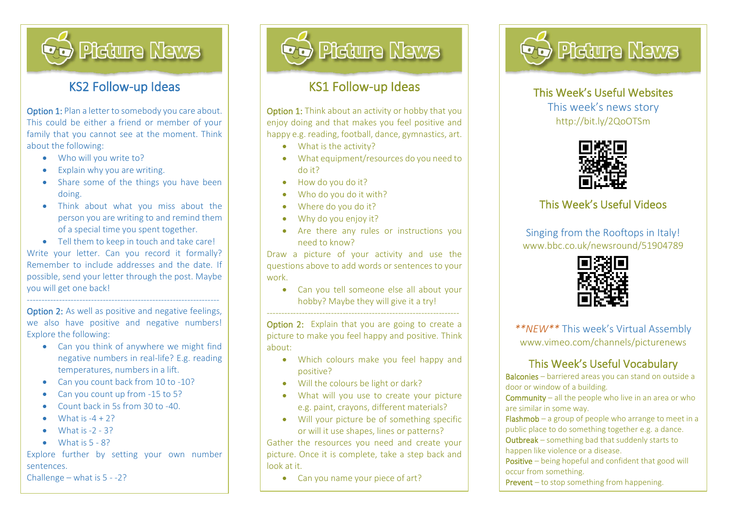# Picture News

## KS2 Follow-up Ideas

**Option 1:** Plan a letter to somebody you care about. This could be either a friend or member of your family that you cannot see at the moment. Think about the following:

- Who will you write to?
- Explain why you are writing.
- Share some of the things you have been doing.
- Think about what you miss about the person you are writing to and remind them of a special time you spent together.
- Tell them to keep in touch and take care!

Write your letter. Can you record it formally? Remember to include addresses and the date. If possible, send your letter through the post. Maybe you will get one back!

---

**Option 2:** As well as positive and negative feelings, we also have positive and negative numbers! Explore the following:

- Can you think of anywhere we might find negative numbers in real-life? E.g. reading temperatures, numbers in a lift.
- Can you count back from 10 to -10?
- Can you count up from -15 to 5?
- Count back in 5s from 30 to -40.
- What is -4 + 2?
- What is -2 - 3?
- What is 5 - 8?

Explore further by setting your own number sentences.

Challenge – what is 5 - -2?

# Picture News

## KS1 Follow-up Ideas

**Option 1:** Think about an activity or hobby that you enjoy doing and that makes you feel positive and happy e.g. reading, football, dance, gymnastics, art.

- What is the activity?
- What equipment/resources do you need to do it?
- How do you do it?
- Who do you do it with?
- Where do you do it?
- Why do you enjoy it?
- Are there any rules or instructions you need to know?

Draw a picture of your activity and use the questions above to add words or sentences to your work.

- Can you tell someone else all about your hobby? Maybe they will give it a try!

---

**Option 2:** Explain that you are going to create a picture to make you feel happy and positive. Think about:

- Which colours make you feel happy and positive?
- Will the colours be light or dark?
- What will you use to create your picture e.g. paint, crayons, different materials?
- Will your picture be of something specific or will it use shapes, lines or patterns?

Gather the resources you need and create your picture. Once it is complete, take a step back and look at it.

- Can you name your piece of art?

# Picture News

## This Week's Useful Websites

This week's news story
http://bit.ly/2QoOTSm

## This Week's Useful Videos

Singing from the Rooftops in Italy!
www.bbc.co.uk/newsround/51904789

*\*\*NEW\*\** This week's Virtual Assembly
www.vimeo.com/channels/picturenews

## This Week's Useful Vocabulary

**Balconies** – barriered areas you can stand on outside a door or window of a building.
**Community** – all the people who live in an area or who are similar in some way.
**Flashmob** – a group of people who arrange to meet in a public place to do something together e.g. a dance.
**Outbreak** – something bad that suddenly starts to happen like violence or a disease.
**Positive** – being hopeful and confident that good will occur from something.
**Prevent** – to stop something from happening.